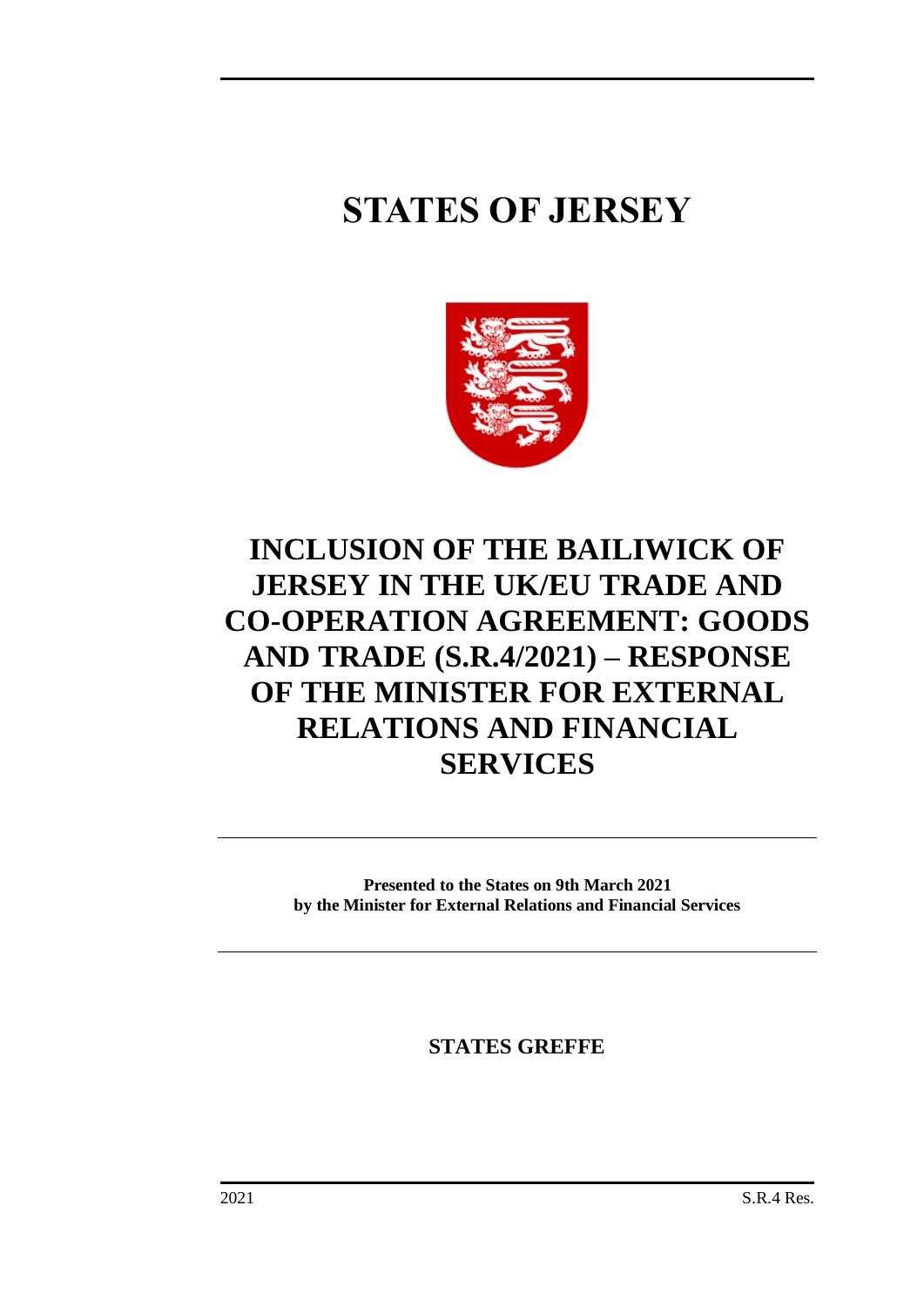# STATES OF JERSEY

# INCLUSION OF THE BAILIWICK OF JERSEY IN THE UK/EU TRADE AND CO-OPERATION AGREEMENT: GOODS AND TRADE (S.R.4/2021) – RESPONSE OF THE MINISTER FOR EXTERNAL RELATIONS AND FINANCIAL SERVICES

**Presented to the States on 9th March 2021**
**by the Minister for External Relations and Financial Services**

**STATES GREFFE**

2021 S.R.4 Res.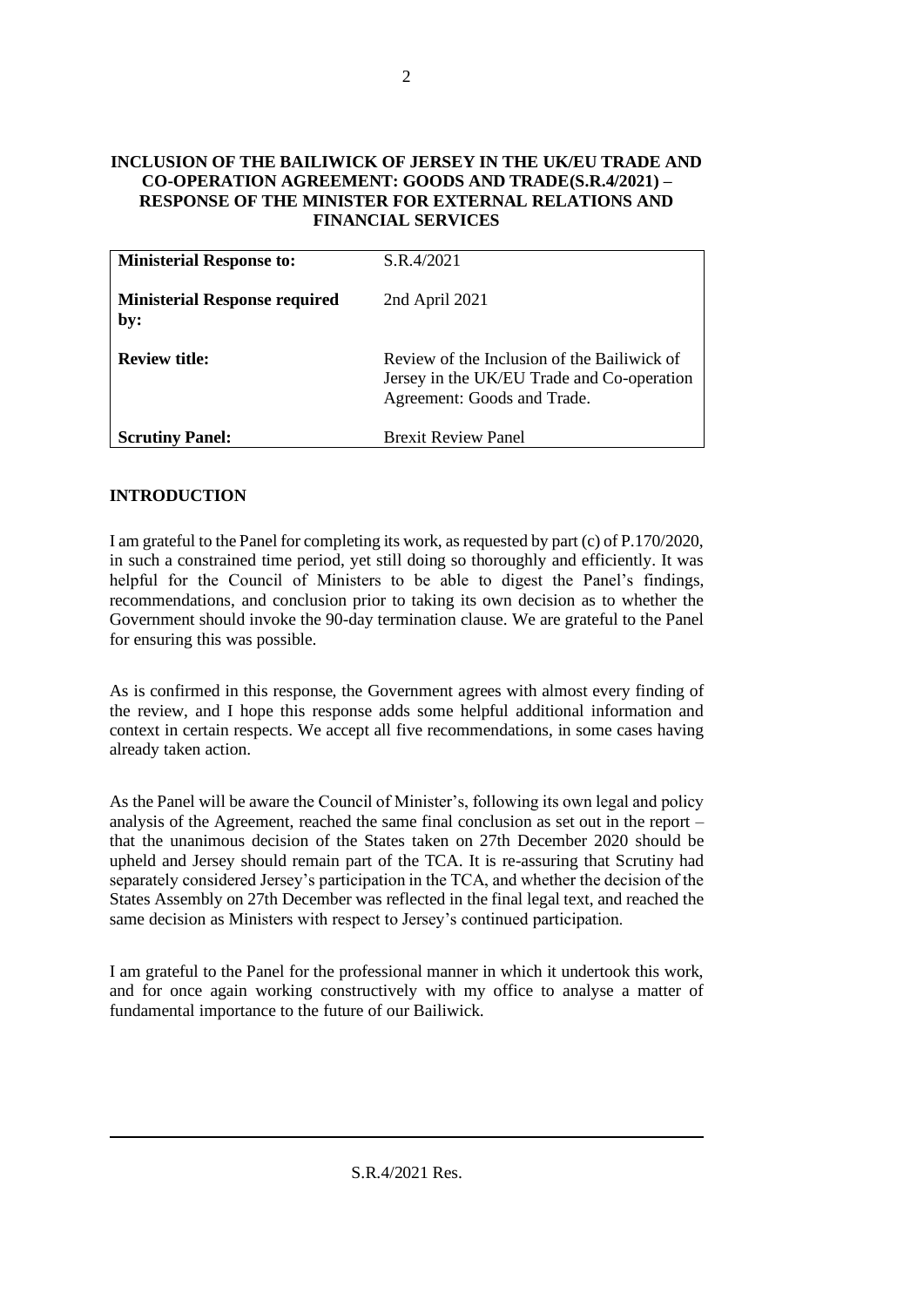**INCLUSION OF THE BAILIWICK OF JERSEY IN THE UK/EU TRADE AND CO-OPERATION AGREEMENT: GOODS AND TRADE(S.R.4/2021) – RESPONSE OF THE MINISTER FOR EXTERNAL RELATIONS AND FINANCIAL SERVICES**

| | |
|---|---|
| **Ministerial Response to:** | S.R.4/2021 |
| **Ministerial Response required by:** | 2nd April 2021 |
| **Review title:** | Review of the Inclusion of the Bailiwick of Jersey in the UK/EU Trade and Co-operation Agreement: Goods and Trade. |
| **Scrutiny Panel:** | Brexit Review Panel |

## INTRODUCTION

I am grateful to the Panel for completing its work, as requested by part (c) of P.170/2020, in such a constrained time period, yet still doing so thoroughly and efficiently. It was helpful for the Council of Ministers to be able to digest the Panel's findings, recommendations, and conclusion prior to taking its own decision as to whether the Government should invoke the 90-day termination clause. We are grateful to the Panel for ensuring this was possible.

As is confirmed in this response, the Government agrees with almost every finding of the review, and I hope this response adds some helpful additional information and context in certain respects. We accept all five recommendations, in some cases having already taken action.

As the Panel will be aware the Council of Minister's, following its own legal and policy analysis of the Agreement, reached the same final conclusion as set out in the report – that the unanimous decision of the States taken on 27th December 2020 should be upheld and Jersey should remain part of the TCA. It is re-assuring that Scrutiny had separately considered Jersey's participation in the TCA, and whether the decision of the States Assembly on 27th December was reflected in the final legal text, and reached the same decision as Ministers with respect to Jersey's continued participation.

I am grateful to the Panel for the professional manner in which it undertook this work, and for once again working constructively with my office to analyse a matter of fundamental importance to the future of our Bailiwick.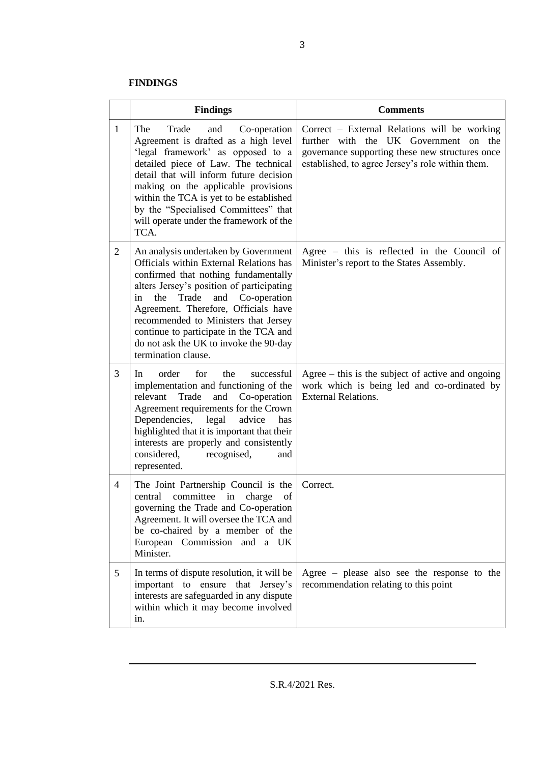**FINDINGS**

| | Findings | Comments |
|---|---|---|
| 1 | The Trade and Co-operation Agreement is drafted as a high level 'legal framework' as opposed to a detailed piece of Law. The technical detail that will inform future decision making on the applicable provisions within the TCA is yet to be established by the "Specialised Committees" that will operate under the framework of the TCA. | Correct – External Relations will be working further with the UK Government on the governance supporting these new structures once established, to agree Jersey's role within them. |
| 2 | An analysis undertaken by Government Officials within External Relations has confirmed that nothing fundamentally alters Jersey's position of participating in the Trade and Co-operation Agreement. Therefore, Officials have recommended to Ministers that Jersey continue to participate in the TCA and do not ask the UK to invoke the 90-day termination clause. | Agree – this is reflected in the Council of Minister's report to the States Assembly. |
| 3 | In order for the successful implementation and functioning of the relevant Trade and Co-operation Agreement requirements for the Crown Dependencies, legal advice has highlighted that it is important that their interests are properly and consistently considered, recognised, and represented. | Agree – this is the subject of active and ongoing work which is being led and co-ordinated by External Relations. |
| 4 | The Joint Partnership Council is the central committee in charge of governing the Trade and Co-operation Agreement. It will oversee the TCA and be co-chaired by a member of the European Commission and a UK Minister. | Correct. |
| 5 | In terms of dispute resolution, it will be important to ensure that Jersey's interests are safeguarded in any dispute within which it may become involved in. | Agree – please also see the response to the recommendation relating to this point |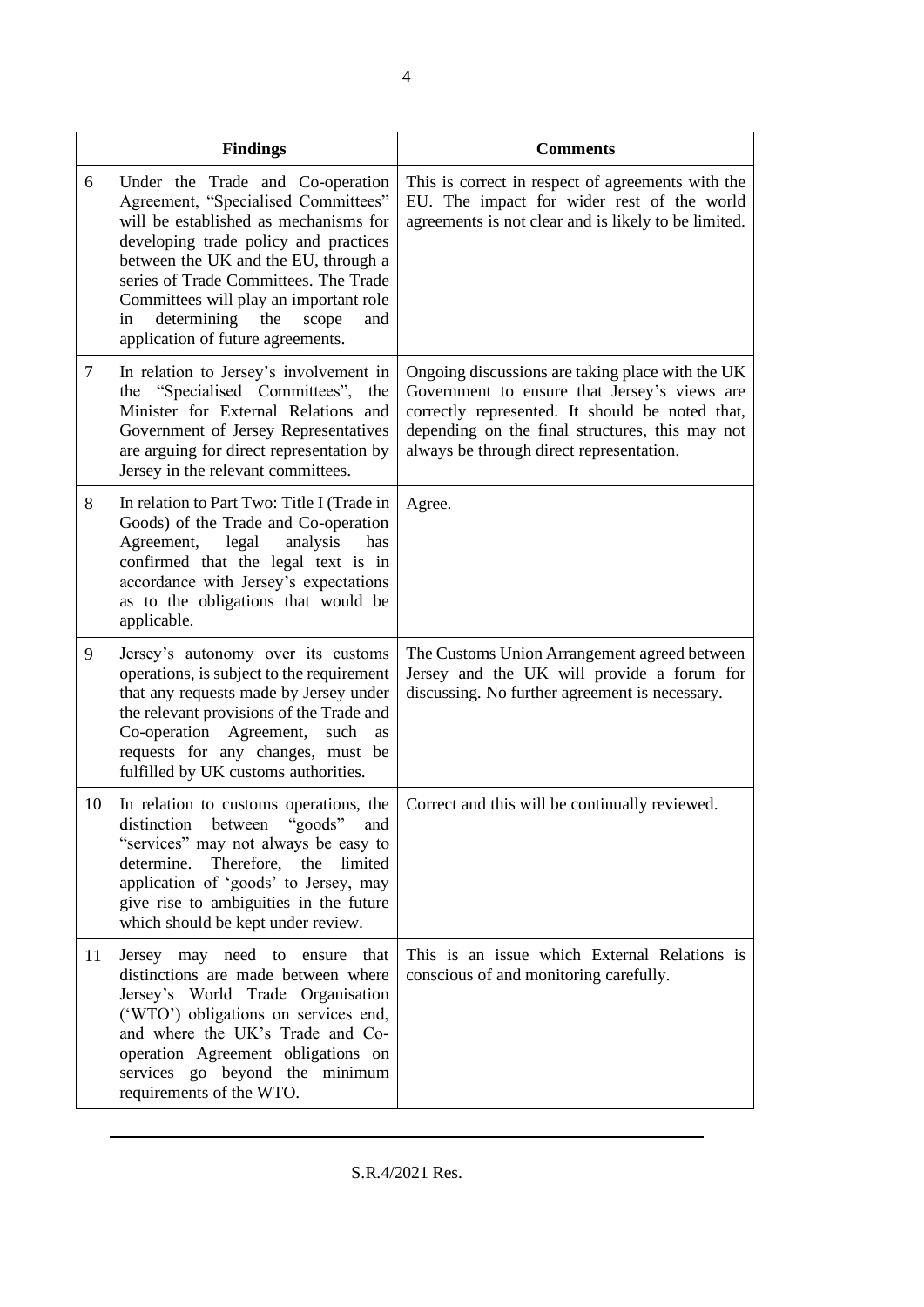| | Findings | Comments |
|---|---|---|
| 6 | Under the Trade and Co-operation Agreement, "Specialised Committees" will be established as mechanisms for developing trade policy and practices between the UK and the EU, through a series of Trade Committees. The Trade Committees will play an important role in determining the scope and application of future agreements. | This is correct in respect of agreements with the EU. The impact for wider rest of the world agreements is not clear and is likely to be limited. |
| 7 | In relation to Jersey's involvement in the "Specialised Committees", the Minister for External Relations and Government of Jersey Representatives are arguing for direct representation by Jersey in the relevant committees. | Ongoing discussions are taking place with the UK Government to ensure that Jersey's views are correctly represented. It should be noted that, depending on the final structures, this may not always be through direct representation. |
| 8 | In relation to Part Two: Title I (Trade in Goods) of the Trade and Co-operation Agreement, legal analysis has confirmed that the legal text is in accordance with Jersey's expectations as to the obligations that would be applicable. | Agree. |
| 9 | Jersey's autonomy over its customs operations, is subject to the requirement that any requests made by Jersey under the relevant provisions of the Trade and Co-operation Agreement, such as requests for any changes, must be fulfilled by UK customs authorities. | The Customs Union Arrangement agreed between Jersey and the UK will provide a forum for discussing. No further agreement is necessary. |
| 10 | In relation to customs operations, the distinction between "goods" and "services" may not always be easy to determine. Therefore, the limited application of 'goods' to Jersey, may give rise to ambiguities in the future which should be kept under review. | Correct and this will be continually reviewed. |
| 11 | Jersey may need to ensure that distinctions are made between where Jersey's World Trade Organisation ('WTO') obligations on services end, and where the UK's Trade and Co-operation Agreement obligations on services go beyond the minimum requirements of the WTO. | This is an issue which External Relations is conscious of and monitoring carefully. |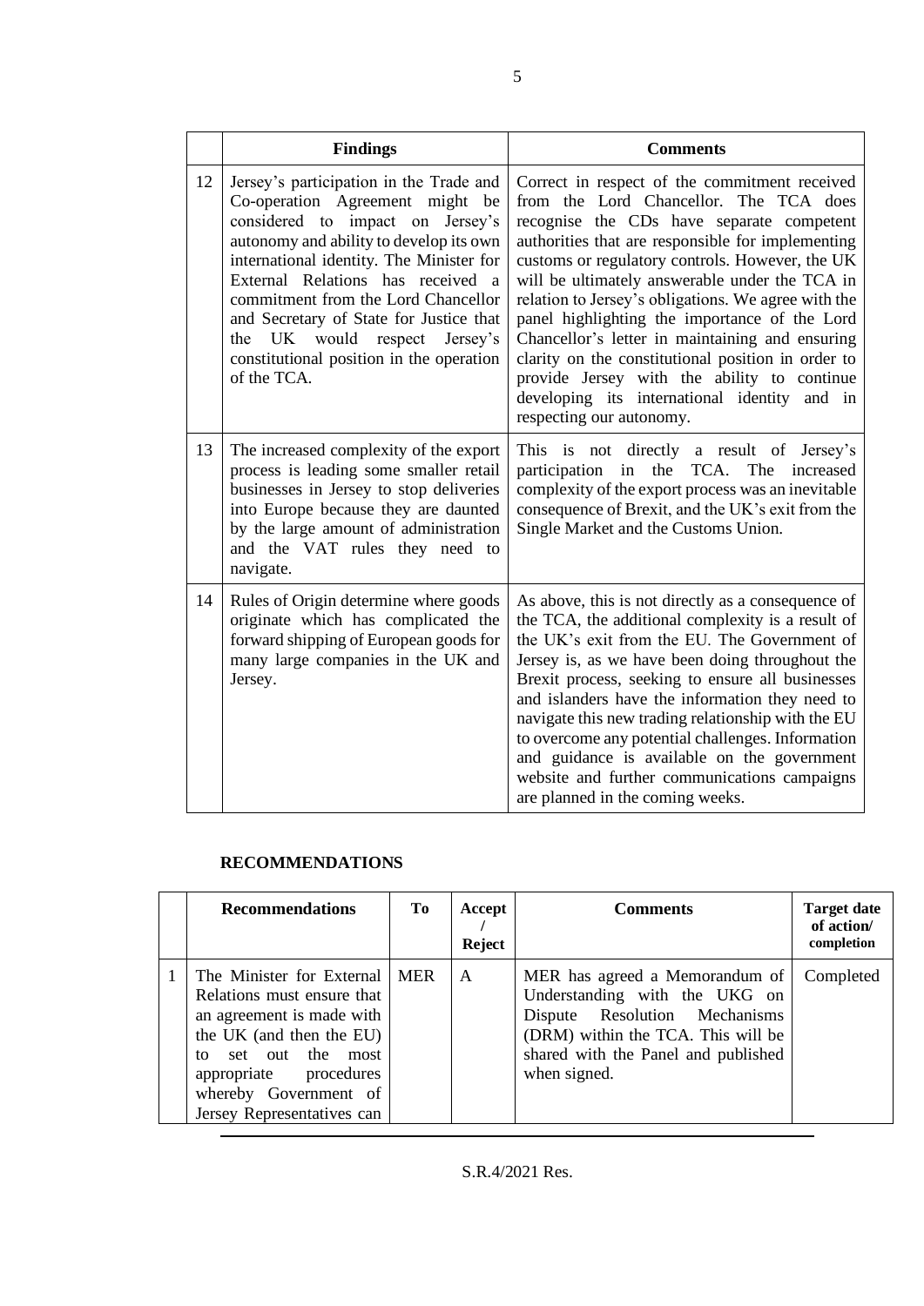|  | Findings | Comments |
| --- | --- | --- |
| 12 | Jersey's participation in the Trade and Co-operation Agreement might be considered to impact on Jersey's autonomy and ability to develop its own international identity. The Minister for External Relations has received a commitment from the Lord Chancellor and Secretary of State for Justice that the UK would respect Jersey's constitutional position in the operation of the TCA. | Correct in respect of the commitment received from the Lord Chancellor. The TCA does recognise the CDs have separate competent authorities that are responsible for implementing customs or regulatory controls. However, the UK will be ultimately answerable under the TCA in relation to Jersey's obligations. We agree with the panel highlighting the importance of the Lord Chancellor's letter in maintaining and ensuring clarity on the constitutional position in order to provide Jersey with the ability to continue developing its international identity and in respecting our autonomy. |
| 13 | The increased complexity of the export process is leading some smaller retail businesses in Jersey to stop deliveries into Europe because they are daunted by the large amount of administration and the VAT rules they need to navigate. | This is not directly a result of Jersey's participation in the TCA. The increased complexity of the export process was an inevitable consequence of Brexit, and the UK's exit from the Single Market and the Customs Union. |
| 14 | Rules of Origin determine where goods originate which has complicated the forward shipping of European goods for many large companies in the UK and Jersey. | As above, this is not directly as a consequence of the TCA, the additional complexity is a result of the UK's exit from the EU. The Government of Jersey is, as we have been doing throughout the Brexit process, seeking to ensure all businesses and islanders have the information they need to navigate this new trading relationship with the EU to overcome any potential challenges. Information and guidance is available on the government website and further communications campaigns are planned in the coming weeks. |

## RECOMMENDATIONS

|  | Recommendations | To | Accept / Reject | Comments | Target date of action/ completion |
| --- | --- | --- | --- | --- | --- |
| 1 | The Minister for External Relations must ensure that an agreement is made with the UK (and then the EU) to set out the most appropriate procedures whereby Government of Jersey Representatives can | MER | A | MER has agreed a Memorandum of Understanding with the UKG on Dispute Resolution Mechanisms (DRM) within the TCA. This will be shared with the Panel and published when signed. | Completed |

S.R.4/2021 Res.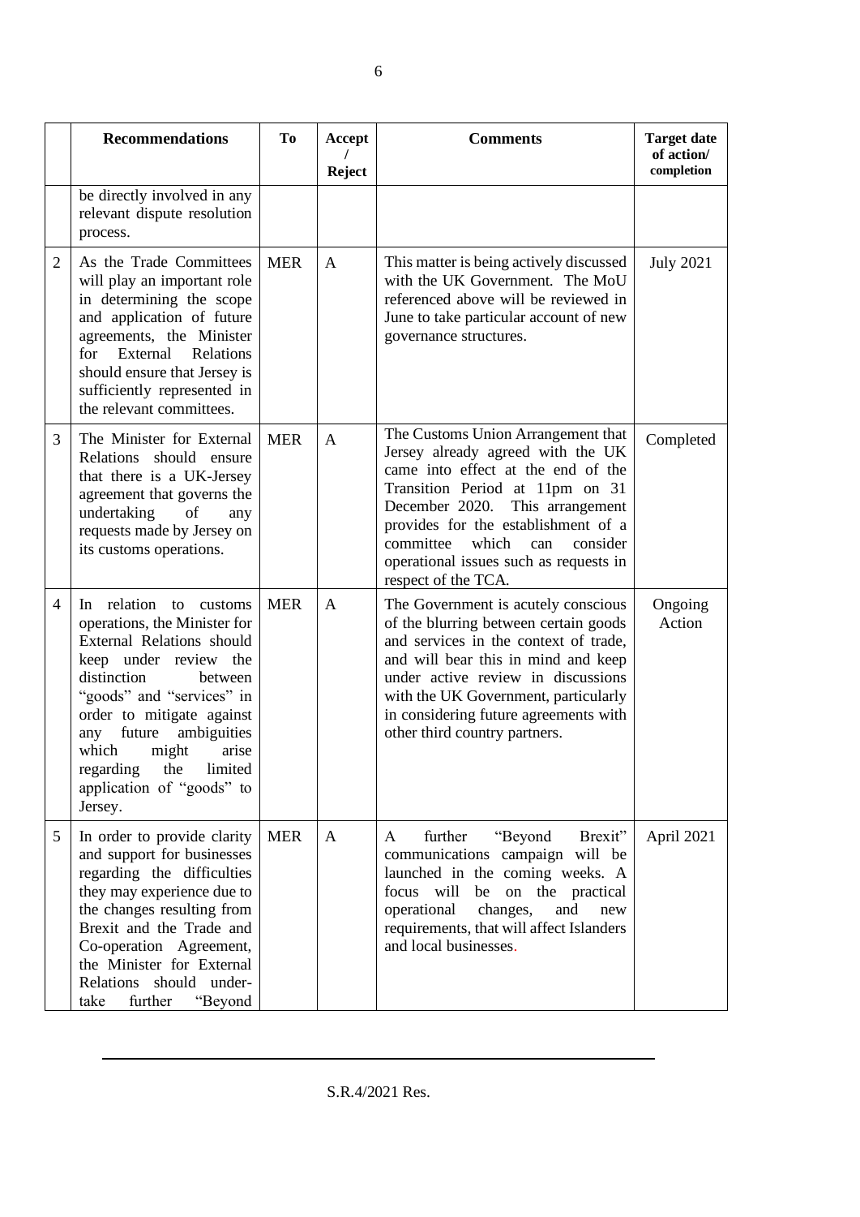|  | Recommendations | To | Accept / Reject | Comments | Target date of action/ completion |
|---|---|---|---|---|---|
|  | be directly involved in any relevant dispute resolution process. |  |  |  |  |
| 2 | As the Trade Committees will play an important role in determining the scope and application of future agreements, the Minister for External Relations should ensure that Jersey is sufficiently represented in the relevant committees. | MER | A | This matter is being actively discussed with the UK Government. The MoU referenced above will be reviewed in June to take particular account of new governance structures. | July 2021 |
| 3 | The Minister for External Relations should ensure that there is a UK-Jersey agreement that governs the undertaking of any requests made by Jersey on its customs operations. | MER | A | The Customs Union Arrangement that Jersey already agreed with the UK came into effect at the end of the Transition Period at 11pm on 31 December 2020. This arrangement provides for the establishment of a committee which can consider operational issues such as requests in respect of the TCA. | Completed |
| 4 | In relation to customs operations, the Minister for External Relations should keep under review the distinction between "goods" and "services" in order to mitigate against any future ambiguities which might arise regarding the limited application of "goods" to Jersey. | MER | A | The Government is acutely conscious of the blurring between certain goods and services in the context of trade, and will bear this in mind and keep under active review in discussions with the UK Government, particularly in considering future agreements with other third country partners. | Ongoing Action |
| 5 | In order to provide clarity and support for businesses regarding the difficulties they may experience due to the changes resulting from Brexit and the Trade and Co-operation Agreement, the Minister for External Relations should under-take further "Beyond | MER | A | A further "Beyond Brexit" communications campaign will be launched in the coming weeks. A focus will be on the practical operational changes, and new requirements, that will affect Islanders and local businesses. | April 2021 |

S.R.4/2021 Res.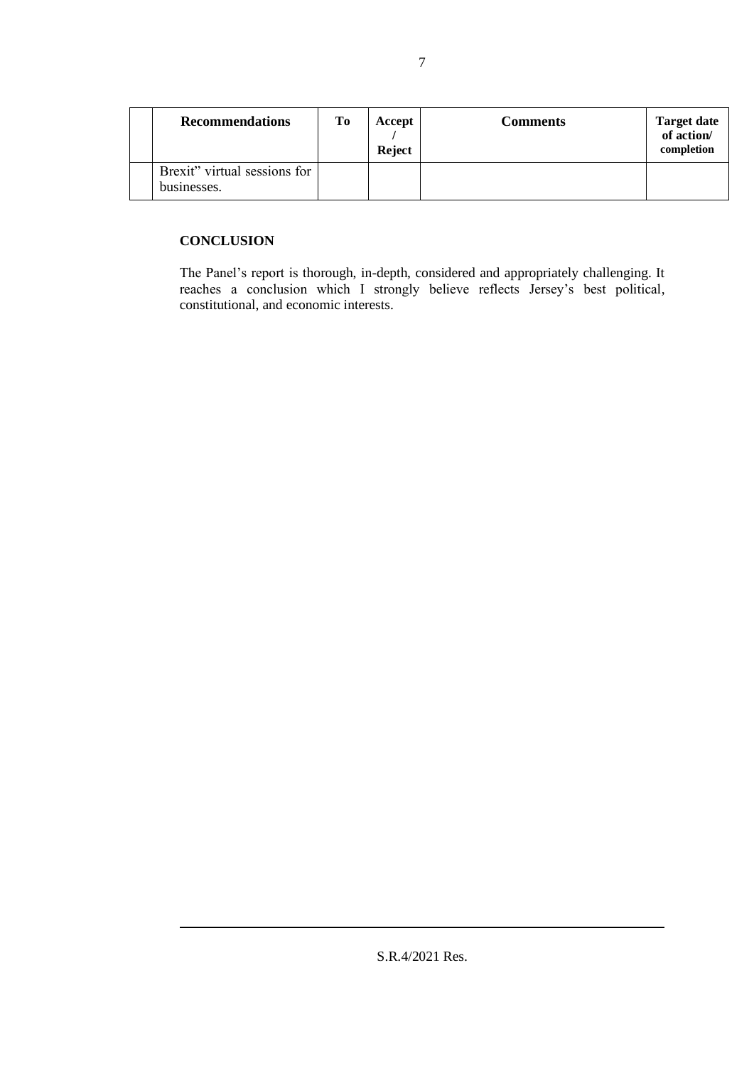| | Recommendations | To | Accept / Reject | Comments | Target date of action/ completion |
|---|---|---|---|---|---|
| | Brexit" virtual sessions for businesses. | | | | |

**CONCLUSION**

The Panel's report is thorough, in-depth, considered and appropriately challenging. It reaches a conclusion which I strongly believe reflects Jersey's best political, constitutional, and economic interests.